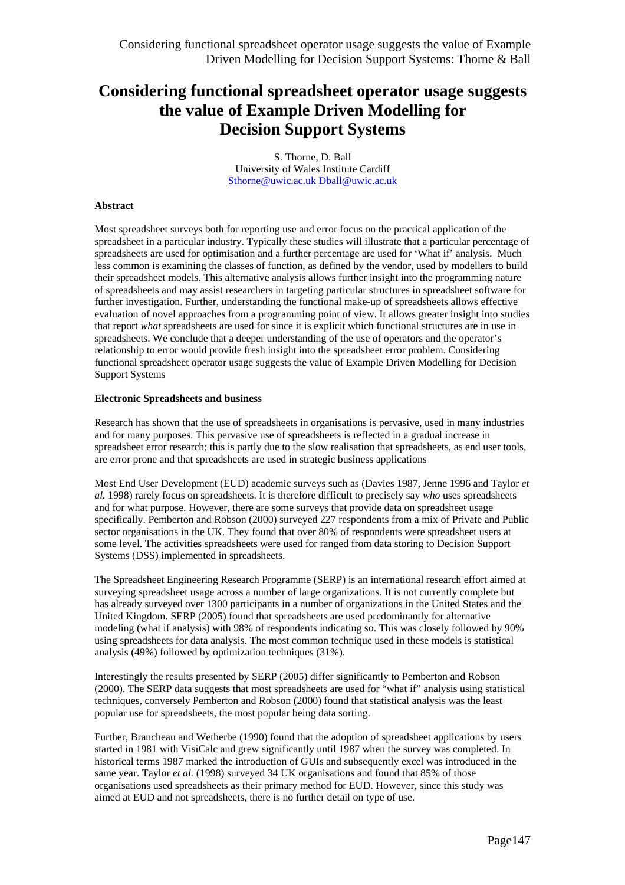# Considering functional spreadsheet operator usage suggests the value of Example Driven Modelling for Decision Support Systems

S. Thorne, D. Ball
University of Wales Institute Cardiff
Sthorne@uwic.ac.uk Dball@uwic.ac.uk

## Abstract

Most spreadsheet surveys both for reporting use and error focus on the practical application of the spreadsheet in a particular industry. Typically these studies will illustrate that a particular percentage of spreadsheets are used for optimisation and a further percentage are used for 'What if' analysis. Much less common is examining the classes of function, as defined by the vendor, used by modellers to build their spreadsheet models. This alternative analysis allows further insight into the programming nature of spreadsheets and may assist researchers in targeting particular structures in spreadsheet software for further investigation. Further, understanding the functional make-up of spreadsheets allows effective evaluation of novel approaches from a programming point of view. It allows greater insight into studies that report *what* spreadsheets are used for since it is explicit which functional structures are in use in spreadsheets. We conclude that a deeper understanding of the use of operators and the operator's relationship to error would provide fresh insight into the spreadsheet error problem. Considering functional spreadsheet operator usage suggests the value of Example Driven Modelling for Decision Support Systems

## Electronic Spreadsheets and business

Research has shown that the use of spreadsheets in organisations is pervasive, used in many industries and for many purposes. This pervasive use of spreadsheets is reflected in a gradual increase in spreadsheet error research; this is partly due to the slow realisation that spreadsheets, as end user tools, are error prone and that spreadsheets are used in strategic business applications

Most End User Development (EUD) academic surveys such as (Davies 1987, Jenne 1996 and Taylor *et al.* 1998) rarely focus on spreadsheets. It is therefore difficult to precisely say *who* uses spreadsheets and for what purpose. However, there are some surveys that provide data on spreadsheet usage specifically. Pemberton and Robson (2000) surveyed 227 respondents from a mix of Private and Public sector organisations in the UK. They found that over 80% of respondents were spreadsheet users at some level. The activities spreadsheets were used for ranged from data storing to Decision Support Systems (DSS) implemented in spreadsheets.

The Spreadsheet Engineering Research Programme (SERP) is an international research effort aimed at surveying spreadsheet usage across a number of large organizations. It is not currently complete but has already surveyed over 1300 participants in a number of organizations in the United States and the United Kingdom. SERP (2005) found that spreadsheets are used predominantly for alternative modeling (what if analysis) with 98% of respondents indicating so. This was closely followed by 90% using spreadsheets for data analysis. The most common technique used in these models is statistical analysis (49%) followed by optimization techniques (31%).

Interestingly the results presented by SERP (2005) differ significantly to Pemberton and Robson (2000). The SERP data suggests that most spreadsheets are used for "what if" analysis using statistical techniques, conversely Pemberton and Robson (2000) found that statistical analysis was the least popular use for spreadsheets, the most popular being data sorting.

Further, Brancheau and Wetherbe (1990) found that the adoption of spreadsheet applications by users started in 1981 with VisiCalc and grew significantly until 1987 when the survey was completed. In historical terms 1987 marked the introduction of GUIs and subsequently excel was introduced in the same year. Taylor *et al.* (1998) surveyed 34 UK organisations and found that 85% of those organisations used spreadsheets as their primary method for EUD. However, since this study was aimed at EUD and not spreadsheets, there is no further detail on type of use.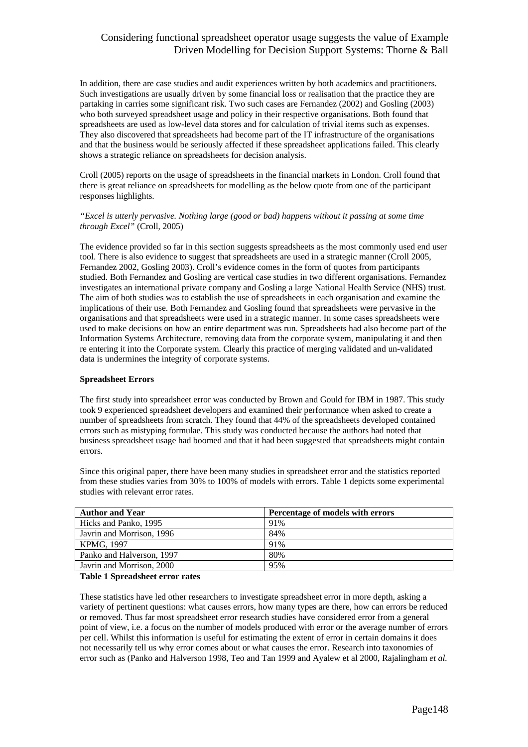In addition, there are case studies and audit experiences written by both academics and practitioners. Such investigations are usually driven by some financial loss or realisation that the practice they are partaking in carries some significant risk. Two such cases are Fernandez (2002) and Gosling (2003) who both surveyed spreadsheet usage and policy in their respective organisations. Both found that spreadsheets are used as low-level data stores and for calculation of trivial items such as expenses. They also discovered that spreadsheets had become part of the IT infrastructure of the organisations and that the business would be seriously affected if these spreadsheet applications failed. This clearly shows a strategic reliance on spreadsheets for decision analysis.

Croll (2005) reports on the usage of spreadsheets in the financial markets in London. Croll found that there is great reliance on spreadsheets for modelling as the below quote from one of the participant responses highlights.

*"Excel is utterly pervasive. Nothing large (good or bad) happens without it passing at some time through Excel"* (Croll, 2005)

The evidence provided so far in this section suggests spreadsheets as the most commonly used end user tool. There is also evidence to suggest that spreadsheets are used in a strategic manner (Croll 2005, Fernandez 2002, Gosling 2003). Croll's evidence comes in the form of quotes from participants studied. Both Fernandez and Gosling are vertical case studies in two different organisations. Fernandez investigates an international private company and Gosling a large National Health Service (NHS) trust. The aim of both studies was to establish the use of spreadsheets in each organisation and examine the implications of their use. Both Fernandez and Gosling found that spreadsheets were pervasive in the organisations and that spreadsheets were used in a strategic manner. In some cases spreadsheets were used to make decisions on how an entire department was run. Spreadsheets had also become part of the Information Systems Architecture, removing data from the corporate system, manipulating it and then re entering it into the Corporate system. Clearly this practice of merging validated and un-validated data is undermines the integrity of corporate systems.

**Spreadsheet Errors**

The first study into spreadsheet error was conducted by Brown and Gould for IBM in 1987. This study took 9 experienced spreadsheet developers and examined their performance when asked to create a number of spreadsheets from scratch. They found that 44% of the spreadsheets developed contained errors such as mistyping formulae. This study was conducted because the authors had noted that business spreadsheet usage had boomed and that it had been suggested that spreadsheets might contain errors.

Since this original paper, there have been many studies in spreadsheet error and the statistics reported from these studies varies from 30% to 100% of models with errors. Table 1 depicts some experimental studies with relevant error rates.

| Author and Year | Percentage of models with errors |
|---|---|
| Hicks and Panko, 1995 | 91% |
| Javrin and Morrison, 1996 | 84% |
| KPMG, 1997 | 91% |
| Panko and Halverson, 1997 | 80% |
| Javrin and Morrison, 2000 | 95% |

**Table 1 Spreadsheet error rates**

These statistics have led other researchers to investigate spreadsheet error in more depth, asking a variety of pertinent questions: what causes errors, how many types are there, how can errors be reduced or removed. Thus far most spreadsheet error research studies have considered error from a general point of view, i.e. a focus on the number of models produced with error or the average number of errors per cell. Whilst this information is useful for estimating the extent of error in certain domains it does not necessarily tell us why error comes about or what causes the error. Research into taxonomies of error such as (Panko and Halverson 1998, Teo and Tan 1999 and Ayalew et al 2000, Rajalingham *et al.*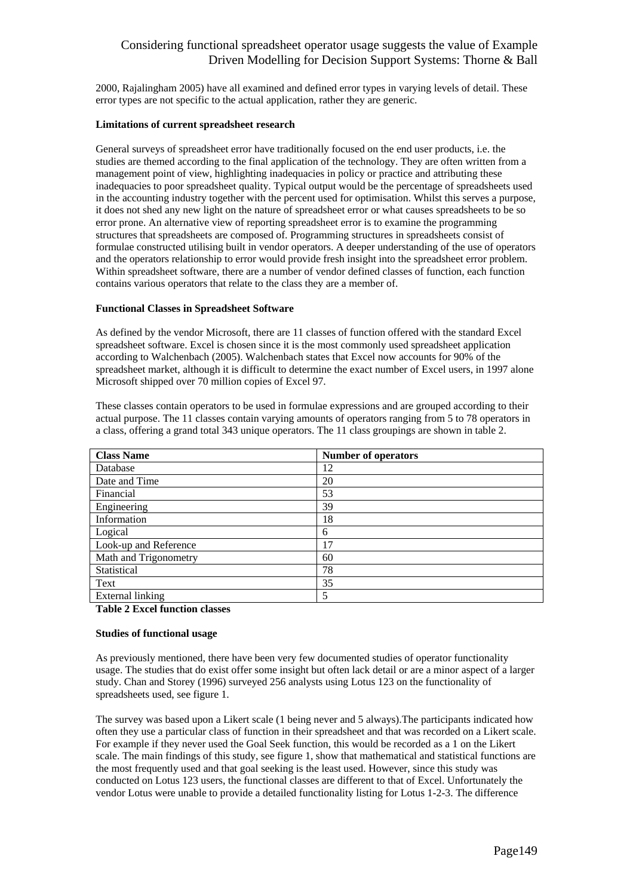2000, Rajalingham 2005) have all examined and defined error types in varying levels of detail. These error types are not specific to the actual application, rather they are generic.

**Limitations of current spreadsheet research**

General surveys of spreadsheet error have traditionally focused on the end user products, i.e. the studies are themed according to the final application of the technology. They are often written from a management point of view, highlighting inadequacies in policy or practice and attributing these inadequacies to poor spreadsheet quality. Typical output would be the percentage of spreadsheets used in the accounting industry together with the percent used for optimisation. Whilst this serves a purpose, it does not shed any new light on the nature of spreadsheet error or what causes spreadsheets to be so error prone. An alternative view of reporting spreadsheet error is to examine the programming structures that spreadsheets are composed of. Programming structures in spreadsheets consist of formulae constructed utilising built in vendor operators. A deeper understanding of the use of operators and the operators relationship to error would provide fresh insight into the spreadsheet error problem. Within spreadsheet software, there are a number of vendor defined classes of function, each function contains various operators that relate to the class they are a member of.

**Functional Classes in Spreadsheet Software**

As defined by the vendor Microsoft, there are 11 classes of function offered with the standard Excel spreadsheet software. Excel is chosen since it is the most commonly used spreadsheet application according to Walchenbach (2005). Walchenbach states that Excel now accounts for 90% of the spreadsheet market, although it is difficult to determine the exact number of Excel users, in 1997 alone Microsoft shipped over 70 million copies of Excel 97.

These classes contain operators to be used in formulae expressions and are grouped according to their actual purpose. The 11 classes contain varying amounts of operators ranging from 5 to 78 operators in a class, offering a grand total 343 unique operators. The 11 class groupings are shown in table 2.

| Class Name | Number of operators |
|---|---|
| Database | 12 |
| Date and Time | 20 |
| Financial | 53 |
| Engineering | 39 |
| Information | 18 |
| Logical | 6 |
| Look-up and Reference | 17 |
| Math and Trigonometry | 60 |
| Statistical | 78 |
| Text | 35 |
| External linking | 5 |

**Table 2 Excel function classes**

**Studies of functional usage**

As previously mentioned, there have been very few documented studies of operator functionality usage. The studies that do exist offer some insight but often lack detail or are a minor aspect of a larger study. Chan and Storey (1996) surveyed 256 analysts using Lotus 123 on the functionality of spreadsheets used, see figure 1.

The survey was based upon a Likert scale (1 being never and 5 always).The participants indicated how often they use a particular class of function in their spreadsheet and that was recorded on a Likert scale. For example if they never used the Goal Seek function, this would be recorded as a 1 on the Likert scale. The main findings of this study, see figure 1, show that mathematical and statistical functions are the most frequently used and that goal seeking is the least used. However, since this study was conducted on Lotus 123 users, the functional classes are different to that of Excel. Unfortunately the vendor Lotus were unable to provide a detailed functionality listing for Lotus 1-2-3. The difference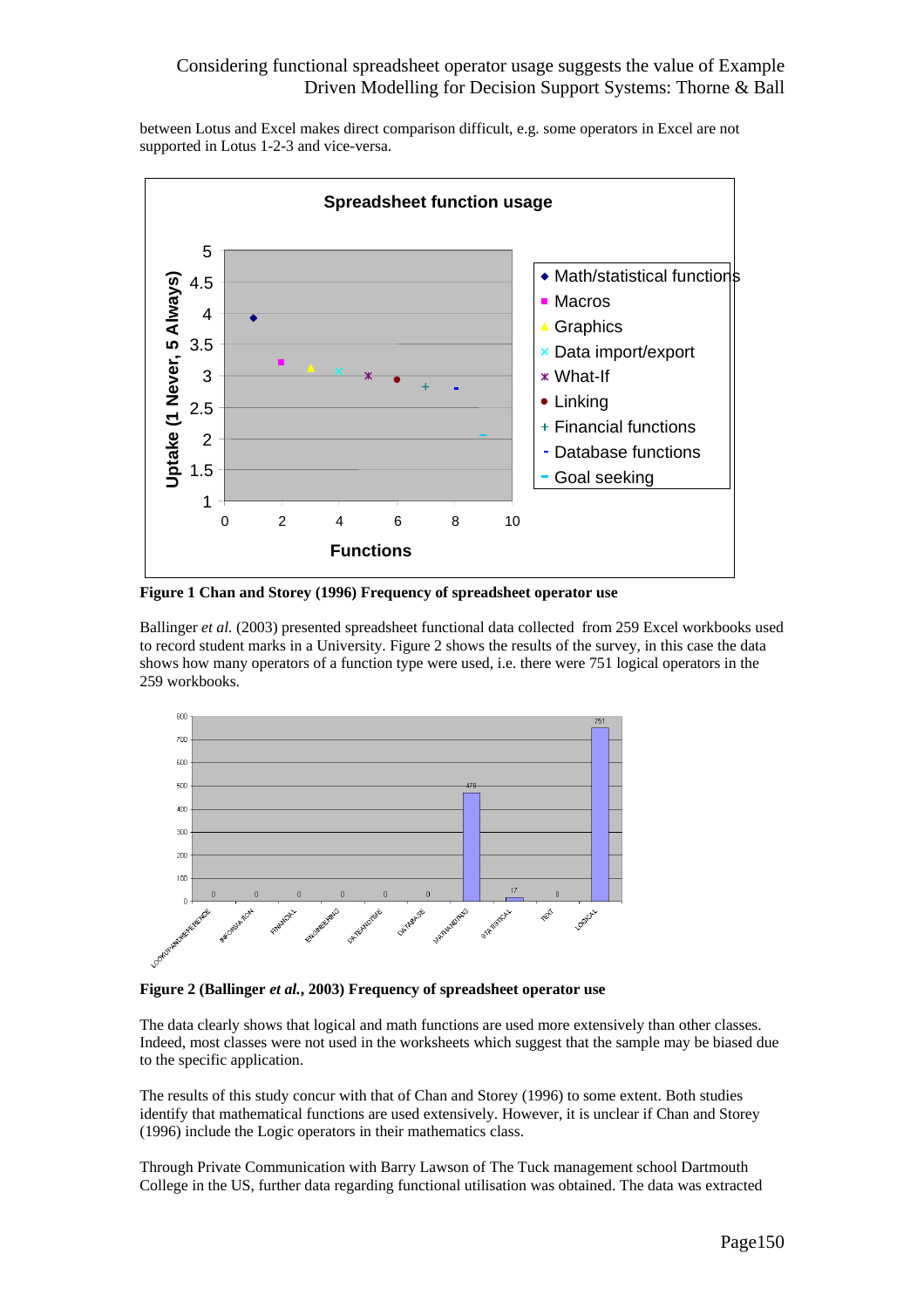between Lotus and Excel makes direct comparison difficult, e.g. some operators in Excel are not supported in Lotus 1-2-3 and vice-versa.

**Figure 1 Chan and Storey (1996) Frequency of spreadsheet operator use**

Ballinger *et al.* (2003) presented spreadsheet functional data collected from 259 Excel workbooks used to record student marks in a University. Figure 2 shows the results of the survey, in this case the data shows how many operators of a function type were used, i.e. there were 751 logical operators in the 259 workbooks.

**Figure 2 (Ballinger *et al.*, 2003) Frequency of spreadsheet operator use**

The data clearly shows that logical and math functions are used more extensively than other classes. Indeed, most classes were not used in the worksheets which suggest that the sample may be biased due to the specific application.

The results of this study concur with that of Chan and Storey (1996) to some extent. Both studies identify that mathematical functions are used extensively. However, it is unclear if Chan and Storey (1996) include the Logic operators in their mathematics class.

Through Private Communication with Barry Lawson of The Tuck management school Dartmouth College in the US, further data regarding functional utilisation was obtained. The data was extracted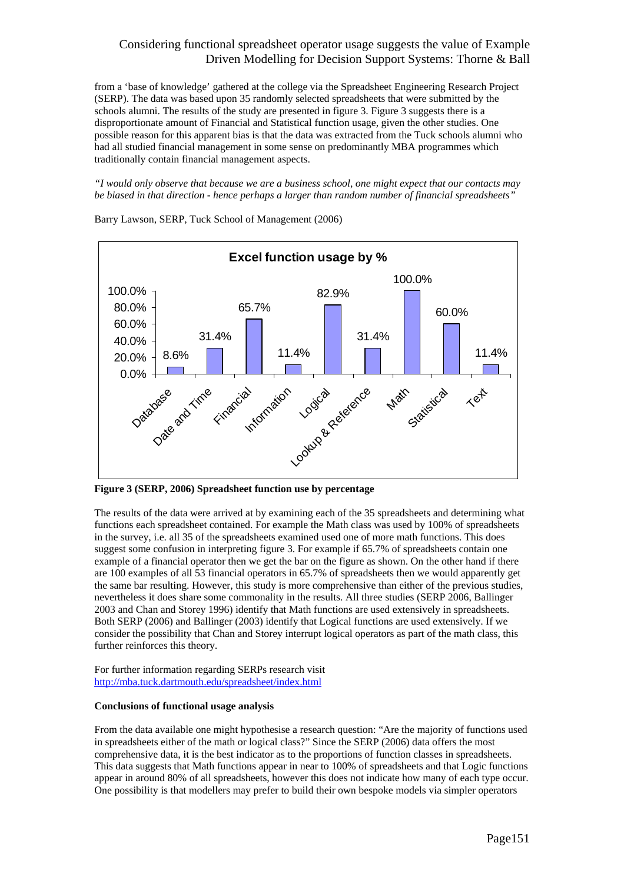from a 'base of knowledge' gathered at the college via the Spreadsheet Engineering Research Project (SERP). The data was based upon 35 randomly selected spreadsheets that were submitted by the schools alumni. The results of the study are presented in figure 3. Figure 3 suggests there is a disproportionate amount of Financial and Statistical function usage, given the other studies. One possible reason for this apparent bias is that the data was extracted from the Tuck schools alumni who had all studied financial management in some sense on predominantly MBA programmes which traditionally contain financial management aspects.

*"I would only observe that because we are a business school, one might expect that our contacts may be biased in that direction - hence perhaps a larger than random number of financial spreadsheets"*

Barry Lawson, SERP, Tuck School of Management (2006)

**Excel function usage by %**

| Function class | Usage |
|---|---|
| Database | 8.6% |
| Date and Time | 31.4% |
| Financial | 65.7% |
| Information | 11.4% |
| Logical | 82.9% |
| Lookup & Reference | 31.4% |
| Math | 100.0% |
| Statistical | 60.0% |
| Text | 11.4% |

**Figure 3 (SERP, 2006) Spreadsheet function use by percentage**

The results of the data were arrived at by examining each of the 35 spreadsheets and determining what functions each spreadsheet contained. For example the Math class was used by 100% of spreadsheets in the survey, i.e. all 35 of the spreadsheets examined used one of more math functions. This does suggest some confusion in interpreting figure 3. For example if 65.7% of spreadsheets contain one example of a financial operator then we get the bar on the figure as shown. On the other hand if there are 100 examples of all 53 financial operators in 65.7% of spreadsheets then we would apparently get the same bar resulting. However, this study is more comprehensive than either of the previous studies, nevertheless it does share some commonality in the results. All three studies (SERP 2006, Ballinger 2003 and Chan and Storey 1996) identify that Math functions are used extensively in spreadsheets. Both SERP (2006) and Ballinger (2003) identify that Logical functions are used extensively. If we consider the possibility that Chan and Storey interrupt logical operators as part of the math class, this further reinforces this theory.

For further information regarding SERPs research visit http://mba.tuck.dartmouth.edu/spreadsheet/index.html

**Conclusions of functional usage analysis**

From the data available one might hypothesise a research question: "Are the majority of functions used in spreadsheets either of the math or logical class?" Since the SERP (2006) data offers the most comprehensive data, it is the best indicator as to the proportions of function classes in spreadsheets. This data suggests that Math functions appear in near to 100% of spreadsheets and that Logic functions appear in around 80% of all spreadsheets, however this does not indicate how many of each type occur. One possibility is that modellers may prefer to build their own bespoke models via simpler operators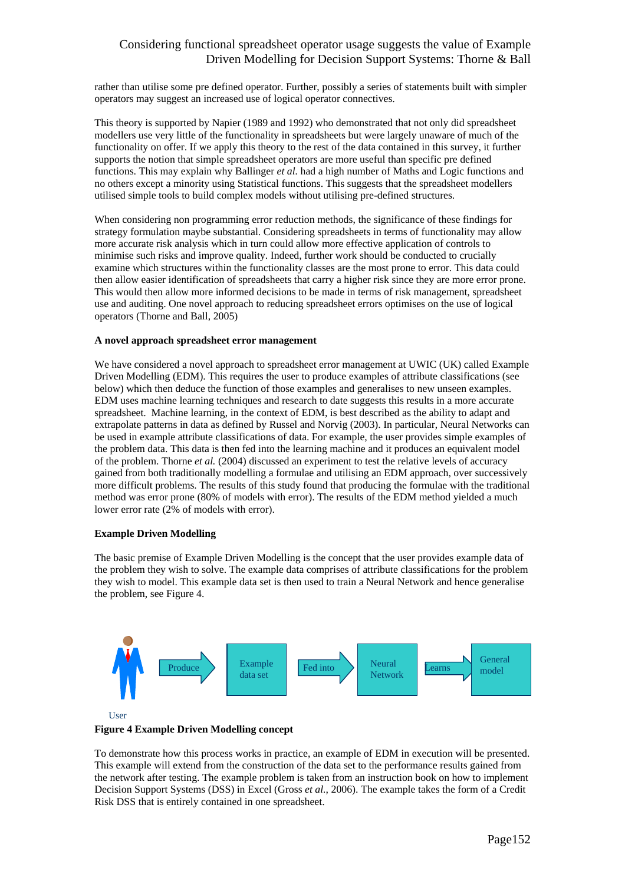rather than utilise some pre defined operator. Further, possibly a series of statements built with simpler operators may suggest an increased use of logical operator connectives.

This theory is supported by Napier (1989 and 1992) who demonstrated that not only did spreadsheet modellers use very little of the functionality in spreadsheets but were largely unaware of much of the functionality on offer. If we apply this theory to the rest of the data contained in this survey, it further supports the notion that simple spreadsheet operators are more useful than specific pre defined functions. This may explain why Ballinger *et al.* had a high number of Maths and Logic functions and no others except a minority using Statistical functions. This suggests that the spreadsheet modellers utilised simple tools to build complex models without utilising pre-defined structures.

When considering non programming error reduction methods, the significance of these findings for strategy formulation maybe substantial. Considering spreadsheets in terms of functionality may allow more accurate risk analysis which in turn could allow more effective application of controls to minimise such risks and improve quality. Indeed, further work should be conducted to crucially examine which structures within the functionality classes are the most prone to error. This data could then allow easier identification of spreadsheets that carry a higher risk since they are more error prone. This would then allow more informed decisions to be made in terms of risk management, spreadsheet use and auditing. One novel approach to reducing spreadsheet errors optimises on the use of logical operators (Thorne and Ball, 2005)

**A novel approach spreadsheet error management**

We have considered a novel approach to spreadsheet error management at UWIC (UK) called Example Driven Modelling (EDM). This requires the user to produce examples of attribute classifications (see below) which then deduce the function of those examples and generalises to new unseen examples. EDM uses machine learning techniques and research to date suggests this results in a more accurate spreadsheet. Machine learning, in the context of EDM, is best described as the ability to adapt and extrapolate patterns in data as defined by Russel and Norvig (2003). In particular, Neural Networks can be used in example attribute classifications of data. For example, the user provides simple examples of the problem data. This data is then fed into the learning machine and it produces an equivalent model of the problem. Thorne *et al.* (2004) discussed an experiment to test the relative levels of accuracy gained from both traditionally modelling a formulae and utilising an EDM approach, over successively more difficult problems. The results of this study found that producing the formulae with the traditional method was error prone (80% of models with error). The results of the EDM method yielded a much lower error rate (2% of models with error).

**Example Driven Modelling**

The basic premise of Example Driven Modelling is the concept that the user provides example data of the problem they wish to solve. The example data comprises of attribute classifications for the problem they wish to model. This example data set is then used to train a Neural Network and hence generalise the problem, see Figure 4.

User → Produce → Example data set → Fed into → Neural Network → Learns → General model

**Figure 4 Example Driven Modelling concept**

To demonstrate how this process works in practice, an example of EDM in execution will be presented. This example will extend from the construction of the data set to the performance results gained from the network after testing. The example problem is taken from an instruction book on how to implement Decision Support Systems (DSS) in Excel (Gross *et al.*, 2006). The example takes the form of a Credit Risk DSS that is entirely contained in one spreadsheet.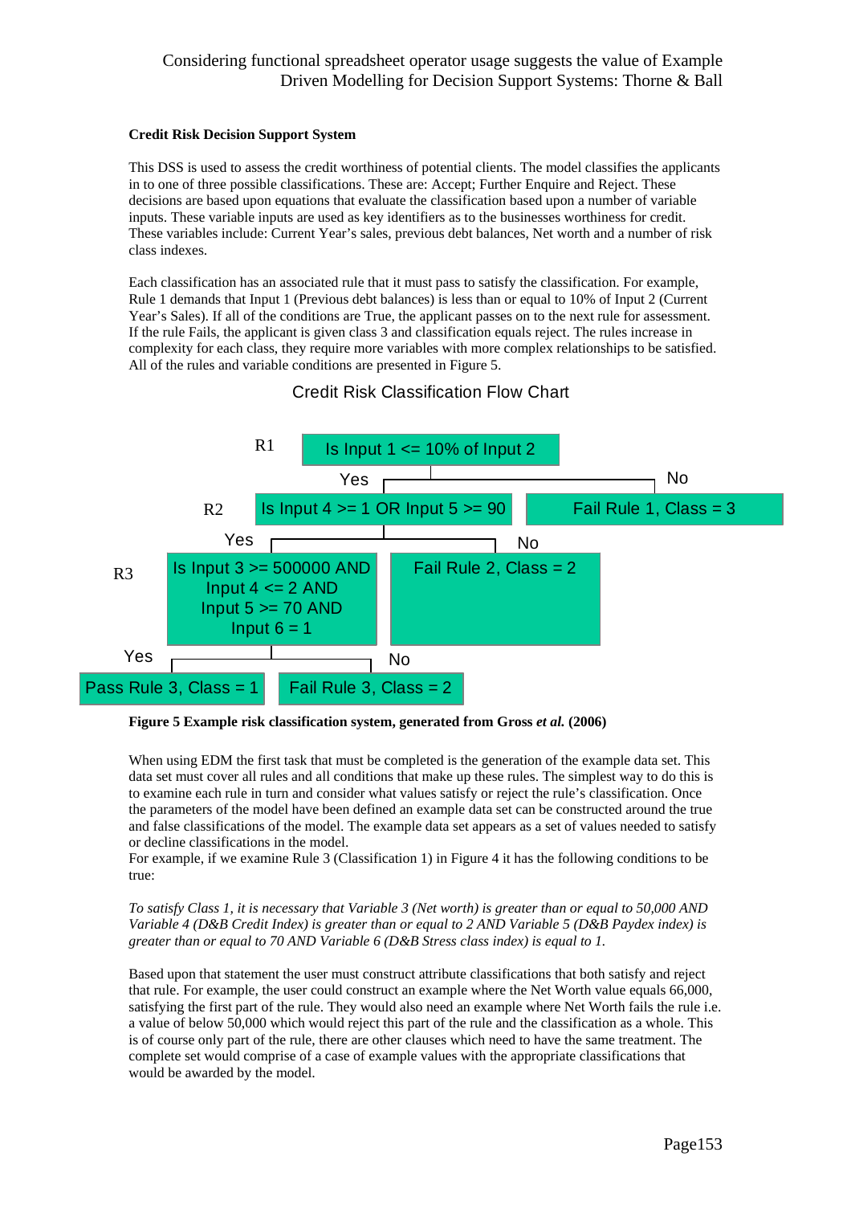**Credit Risk Decision Support System**

This DSS is used to assess the credit worthiness of potential clients. The model classifies the applicants in to one of three possible classifications. These are: Accept; Further Enquire and Reject. These decisions are based upon equations that evaluate the classification based upon a number of variable inputs. These variable inputs are used as key identifiers as to the businesses worthiness for credit. These variables include: Current Year's sales, previous debt balances, Net worth and a number of risk class indexes.

Each classification has an associated rule that it must pass to satisfy the classification. For example, Rule 1 demands that Input 1 (Previous debt balances) is less than or equal to 10% of Input 2 (Current Year's Sales). If all of the conditions are True, the applicant passes on to the next rule for assessment. If the rule Fails, the applicant is given class 3 and classification equals reject. The rules increase in complexity for each class, they require more variables with more complex relationships to be satisfied. All of the rules and variable conditions are presented in Figure 5.

Credit Risk Classification Flow Chart

R1: Is Input 1 <= 10% of Input 2
- Yes → R2: Is Input 4 >= 1 OR Input 5 >= 90
  - Yes → R3: Is Input 3 >= 500000 AND Input 4 <= 2 AND Input 5 >= 70 AND Input 6 = 1
    - Yes → Pass Rule 3, Class = 1
    - No → Fail Rule 3, Class = 2
  - No → Fail Rule 2, Class = 2
- No → Fail Rule 1, Class = 3

**Figure 5 Example risk classification system, generated from Gross *et al.* (2006)**

When using EDM the first task that must be completed is the generation of the example data set. This data set must cover all rules and all conditions that make up these rules. The simplest way to do this is to examine each rule in turn and consider what values satisfy or reject the rule's classification. Once the parameters of the model have been defined an example data set can be constructed around the true and false classifications of the model. The example data set appears as a set of values needed to satisfy or decline classifications in the model.
For example, if we examine Rule 3 (Classification 1) in Figure 4 it has the following conditions to be true:

*To satisfy Class 1, it is necessary that Variable 3 (Net worth) is greater than or equal to 50,000 AND Variable 4 (D&B Credit Index) is greater than or equal to 2 AND Variable 5 (D&B Paydex index) is greater than or equal to 70 AND Variable 6 (D&B Stress class index) is equal to 1.*

Based upon that statement the user must construct attribute classifications that both satisfy and reject that rule. For example, the user could construct an example where the Net Worth value equals 66,000, satisfying the first part of the rule. They would also need an example where Net Worth fails the rule i.e. a value of below 50,000 which would reject this part of the rule and the classification as a whole. This is of course only part of the rule, there are other clauses which need to have the same treatment. The complete set would comprise of a case of example values with the appropriate classifications that would be awarded by the model.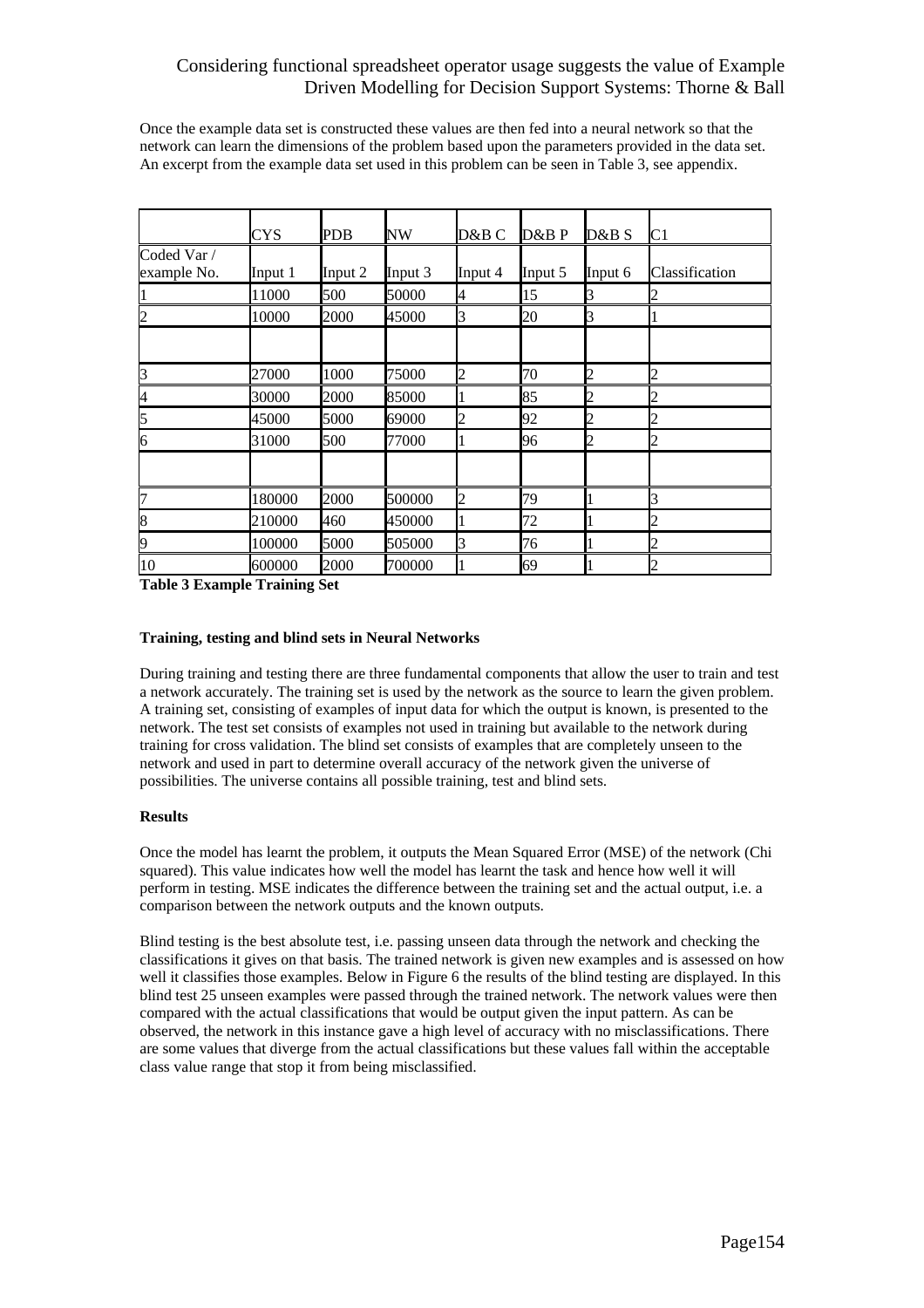Once the example data set is constructed these values are then fed into a neural network so that the network can learn the dimensions of the problem based upon the parameters provided in the data set. An excerpt from the example data set used in this problem can be seen in Table 3, see appendix.

| | CYS | PDB | NW | D&B C | D&B P | D&B S | C1 |
|---|---|---|---|---|---|---|---|
| Coded Var / example No. | Input 1 | Input 2 | Input 3 | Input 4 | Input 5 | Input 6 | Classification |
| 1 | 11000 | 500 | 50000 | 4 | 15 | 3 | 2 |
| 2 | 10000 | 2000 | 45000 | 3 | 20 | 3 | 1 |
| | | | | | | | |
| 3 | 27000 | 1000 | 75000 | 2 | 70 | 2 | 2 |
| 4 | 30000 | 2000 | 85000 | 1 | 85 | 2 | 2 |
| 5 | 45000 | 5000 | 69000 | 2 | 92 | 2 | 2 |
| 6 | 31000 | 500 | 77000 | 1 | 96 | 2 | 2 |
| | | | | | | | |
| 7 | 180000 | 2000 | 500000 | 2 | 79 | 1 | 3 |
| 8 | 210000 | 460 | 450000 | 1 | 72 | 1 | 2 |
| 9 | 100000 | 5000 | 505000 | 3 | 76 | 1 | 2 |
| 10 | 600000 | 2000 | 700000 | 1 | 69 | 1 | 2 |

**Table 3 Example Training Set**

### Training, testing and blind sets in Neural Networks

During training and testing there are three fundamental components that allow the user to train and test a network accurately. The training set is used by the network as the source to learn the given problem. A training set, consisting of examples of input data for which the output is known, is presented to the network. The test set consists of examples not used in training but available to the network during training for cross validation. The blind set consists of examples that are completely unseen to the network and used in part to determine overall accuracy of the network given the universe of possibilities. The universe contains all possible training, test and blind sets.

### Results

Once the model has learnt the problem, it outputs the Mean Squared Error (MSE) of the network (Chi squared). This value indicates how well the model has learnt the task and hence how well it will perform in testing. MSE indicates the difference between the training set and the actual output, i.e. a comparison between the network outputs and the known outputs.

Blind testing is the best absolute test, i.e. passing unseen data through the network and checking the classifications it gives on that basis. The trained network is given new examples and is assessed on how well it classifies those examples. Below in Figure 6 the results of the blind testing are displayed. In this blind test 25 unseen examples were passed through the trained network. The network values were then compared with the actual classifications that would be output given the input pattern. As can be observed, the network in this instance gave a high level of accuracy with no misclassifications. There are some values that diverge from the actual classifications but these values fall within the acceptable class value range that stop it from being misclassified.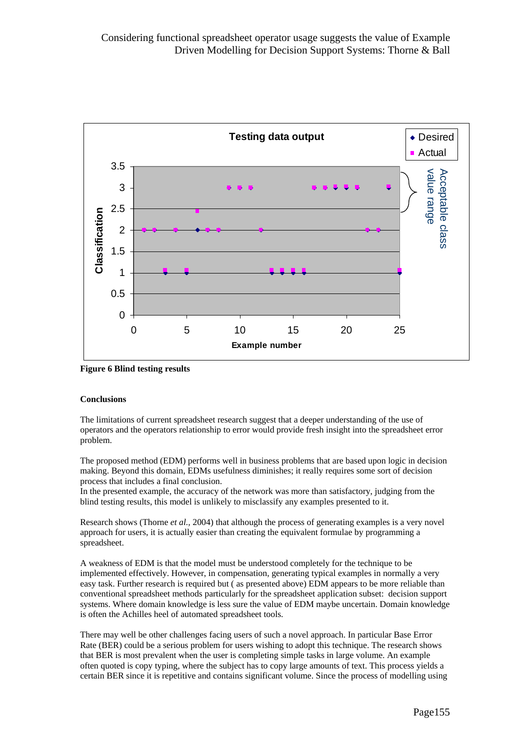**Figure 6 Blind testing results**

**Conclusions**

The limitations of current spreadsheet research suggest that a deeper understanding of the use of operators and the operators relationship to error would provide fresh insight into the spreadsheet error problem.

The proposed method (EDM) performs well in business problems that are based upon logic in decision making. Beyond this domain, EDMs usefulness diminishes; it really requires some sort of decision process that includes a final conclusion.
In the presented example, the accuracy of the network was more than satisfactory, judging from the blind testing results, this model is unlikely to misclassify any examples presented to it.

Research shows (Thorne *et al.*, 2004) that although the process of generating examples is a very novel approach for users, it is actually easier than creating the equivalent formulae by programming a spreadsheet.

A weakness of EDM is that the model must be understood completely for the technique to be implemented effectively. However, in compensation, generating typical examples in normally a very easy task. Further research is required but ( as presented above) EDM appears to be more reliable than conventional spreadsheet methods particularly for the spreadsheet application subset: decision support systems. Where domain knowledge is less sure the value of EDM maybe uncertain. Domain knowledge is often the Achilles heel of automated spreadsheet tools.

There may well be other challenges facing users of such a novel approach. In particular Base Error Rate (BER) could be a serious problem for users wishing to adopt this technique. The research shows that BER is most prevalent when the user is completing simple tasks in large volume. An example often quoted is copy typing, where the subject has to copy large amounts of text. This process yields a certain BER since it is repetitive and contains significant volume. Since the process of modelling using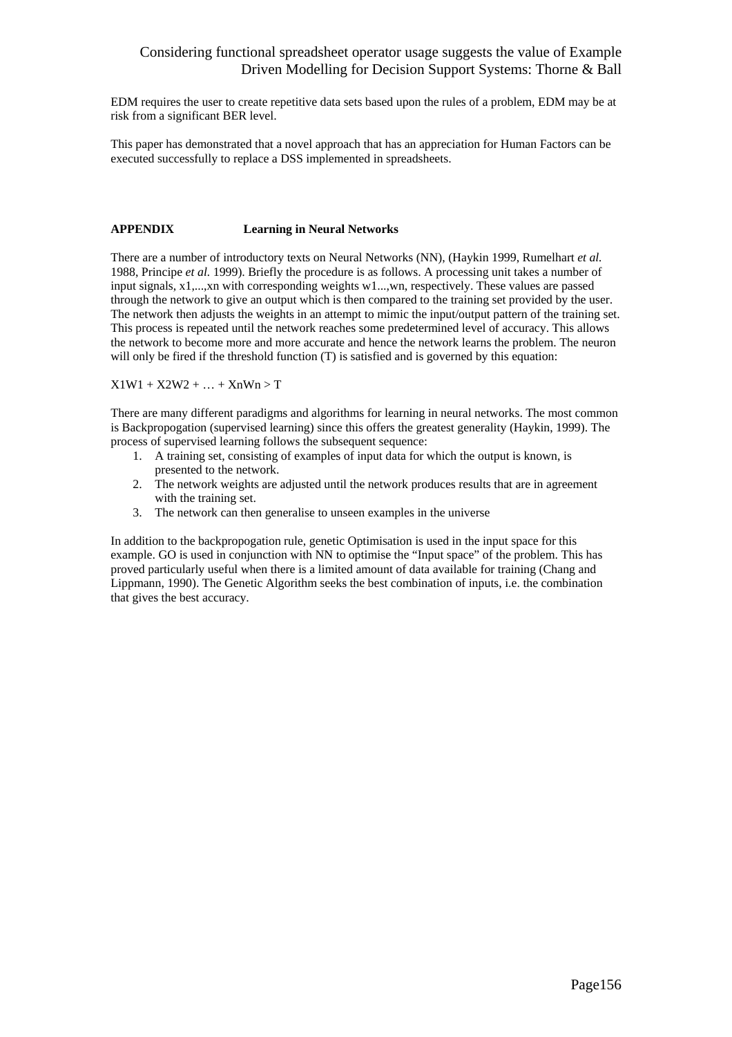EDM requires the user to create repetitive data sets based upon the rules of a problem, EDM may be at risk from a significant BER level.

This paper has demonstrated that a novel approach that has an appreciation for Human Factors can be executed successfully to replace a DSS implemented in spreadsheets.

## APPENDIX Learning in Neural Networks

There are a number of introductory texts on Neural Networks (NN), (Haykin 1999, Rumelhart *et al.* 1988, Principe *et al.* 1999). Briefly the procedure is as follows. A processing unit takes a number of input signals, x1,...,xn with corresponding weights w1...,wn, respectively. These values are passed through the network to give an output which is then compared to the training set provided by the user. The network then adjusts the weights in an attempt to mimic the input/output pattern of the training set. This process is repeated until the network reaches some predetermined level of accuracy. This allows the network to become more and more accurate and hence the network learns the problem. The neuron will only be fired if the threshold function (T) is satisfied and is governed by this equation:

$$X1W1 + X2W2 + \ldots + XnWn > T$$

There are many different paradigms and algorithms for learning in neural networks. The most common is Backpropogation (supervised learning) since this offers the greatest generality (Haykin, 1999). The process of supervised learning follows the subsequent sequence:

1. A training set, consisting of examples of input data for which the output is known, is presented to the network.
2. The network weights are adjusted until the network produces results that are in agreement with the training set.
3. The network can then generalise to unseen examples in the universe

In addition to the backpropogation rule, genetic Optimisation is used in the input space for this example. GO is used in conjunction with NN to optimise the "Input space" of the problem. This has proved particularly useful when there is a limited amount of data available for training (Chang and Lippmann, 1990). The Genetic Algorithm seeks the best combination of inputs, i.e. the combination that gives the best accuracy.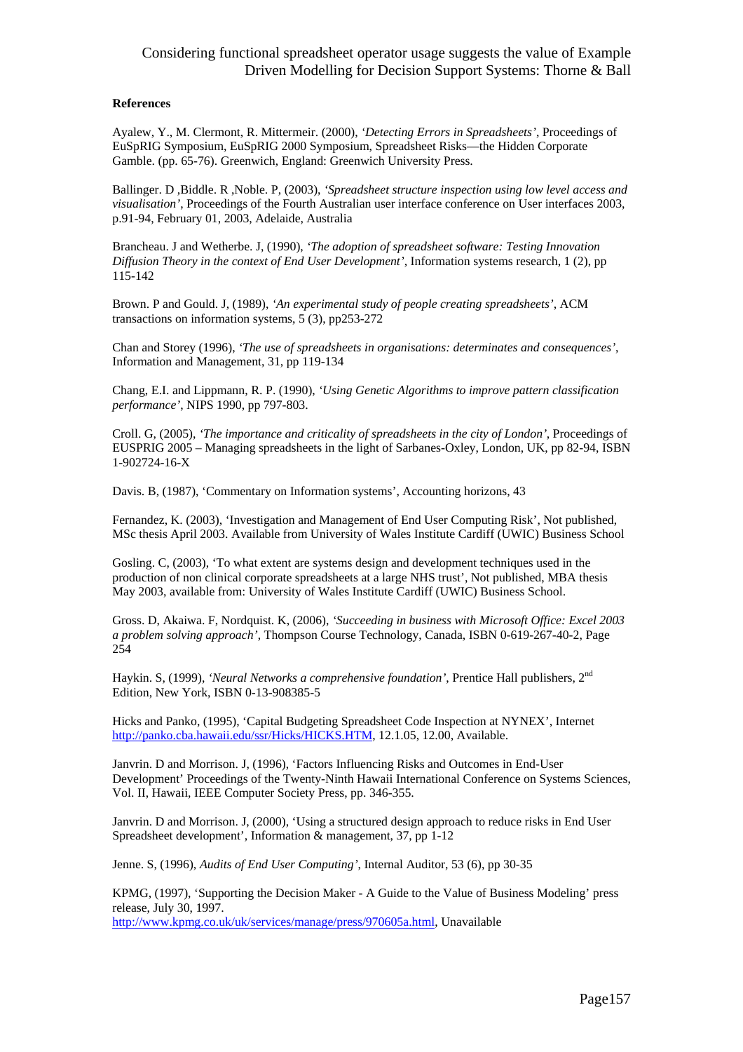**References**

Ayalew, Y., M. Clermont, R. Mittermeir. (2000), *'Detecting Errors in Spreadsheets'*, Proceedings of EuSpRIG Symposium, EuSpRIG 2000 Symposium, Spreadsheet Risks—the Hidden Corporate Gamble. (pp. 65-76). Greenwich, England: Greenwich University Press.

Ballinger. D ,Biddle. R ,Noble. P, (2003), *'Spreadsheet structure inspection using low level access and visualisation'*, Proceedings of the Fourth Australian user interface conference on User interfaces 2003, p.91-94, February 01, 2003, Adelaide, Australia

Brancheau. J and Wetherbe. J, (1990), *'The adoption of spreadsheet software: Testing Innovation Diffusion Theory in the context of End User Development'*, Information systems research, 1 (2), pp 115-142

Brown. P and Gould. J, (1989), *'An experimental study of people creating spreadsheets'*, ACM transactions on information systems, 5 (3), pp253-272

Chan and Storey (1996), *'The use of spreadsheets in organisations: determinates and consequences'*, Information and Management, 31, pp 119-134

Chang, E.I. and Lippmann, R. P. (1990), *'Using Genetic Algorithms to improve pattern classification performance'*, NIPS 1990, pp 797-803.

Croll. G, (2005), *'The importance and criticality of spreadsheets in the city of London'*, Proceedings of EUSPRIG 2005 – Managing spreadsheets in the light of Sarbanes-Oxley, London, UK, pp 82-94, ISBN 1-902724-16-X

Davis. B, (1987), 'Commentary on Information systems', Accounting horizons, 43

Fernandez, K. (2003), 'Investigation and Management of End User Computing Risk', Not published, MSc thesis April 2003. Available from University of Wales Institute Cardiff (UWIC) Business School

Gosling. C, (2003), 'To what extent are systems design and development techniques used in the production of non clinical corporate spreadsheets at a large NHS trust', Not published, MBA thesis May 2003, available from: University of Wales Institute Cardiff (UWIC) Business School.

Gross. D, Akaiwa. F, Nordquist. K, (2006), *'Succeeding in business with Microsoft Office: Excel 2003 a problem solving approach'*, Thompson Course Technology, Canada, ISBN 0-619-267-40-2, Page 254

Haykin. S, (1999), *'Neural Networks a comprehensive foundation'*, Prentice Hall publishers, 2nd Edition, New York, ISBN 0-13-908385-5

Hicks and Panko, (1995), 'Capital Budgeting Spreadsheet Code Inspection at NYNEX', Internet http://panko.cba.hawaii.edu/ssr/Hicks/HICKS.HTM, 12.1.05, 12.00, Available.

Janvrin. D and Morrison. J, (1996), 'Factors Influencing Risks and Outcomes in End-User Development' Proceedings of the Twenty-Ninth Hawaii International Conference on Systems Sciences, Vol. II, Hawaii, IEEE Computer Society Press, pp. 346-355.

Janvrin. D and Morrison. J, (2000), 'Using a structured design approach to reduce risks in End User Spreadsheet development', Information & management, 37, pp 1-12

Jenne. S, (1996), *Audits of End User Computing'*, Internal Auditor, 53 (6), pp 30-35

KPMG, (1997), 'Supporting the Decision Maker - A Guide to the Value of Business Modeling' press release, July 30, 1997.
http://www.kpmg.co.uk/uk/services/manage/press/970605a.html, Unavailable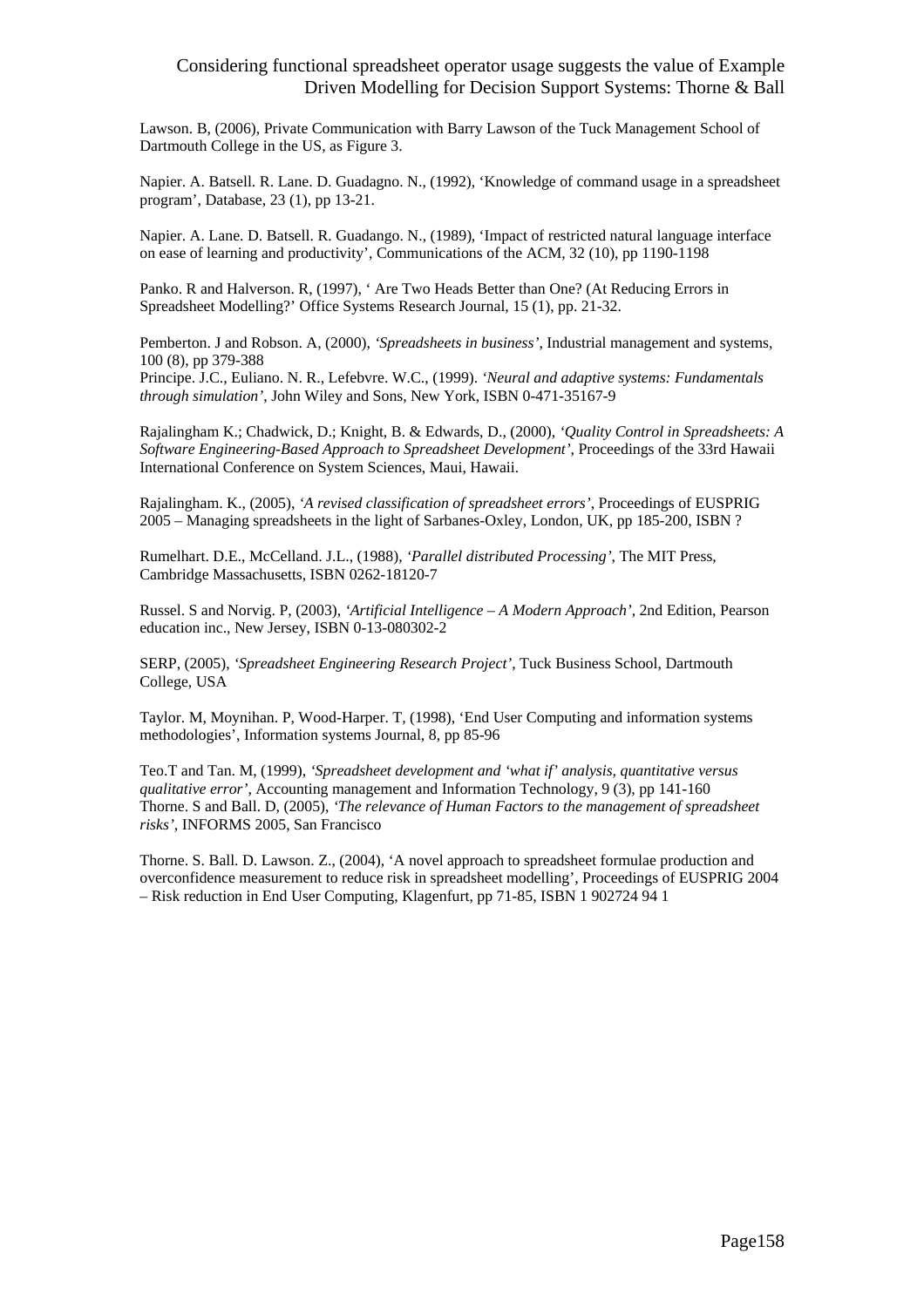Lawson. B, (2006), Private Communication with Barry Lawson of the Tuck Management School of Dartmouth College in the US, as Figure 3.

Napier. A. Batsell. R. Lane. D. Guadagno. N., (1992), 'Knowledge of command usage in a spreadsheet program', Database, 23 (1), pp 13-21.

Napier. A. Lane. D. Batsell. R. Guadango. N., (1989), 'Impact of restricted natural language interface on ease of learning and productivity', Communications of the ACM, 32 (10), pp 1190-1198

Panko. R and Halverson. R, (1997), ' Are Two Heads Better than One? (At Reducing Errors in Spreadsheet Modelling?' Office Systems Research Journal, 15 (1), pp. 21-32.

Pemberton. J and Robson. A, (2000), *'Spreadsheets in business'*, Industrial management and systems, 100 (8), pp 379-388
Principe. J.C., Euliano. N. R., Lefebvre. W.C., (1999). *'Neural and adaptive systems: Fundamentals through simulation'*, John Wiley and Sons, New York, ISBN 0-471-35167-9

Rajalingham K.; Chadwick, D.; Knight, B. & Edwards, D., (2000), *'Quality Control in Spreadsheets: A Software Engineering-Based Approach to Spreadsheet Development'*, Proceedings of the 33rd Hawaii International Conference on System Sciences, Maui, Hawaii.

Rajalingham. K., (2005), *'A revised classification of spreadsheet errors'*, Proceedings of EUSPRIG 2005 – Managing spreadsheets in the light of Sarbanes-Oxley, London, UK, pp 185-200, ISBN ?

Rumelhart. D.E., McCelland. J.L., (1988), *'Parallel distributed Processing'*, The MIT Press, Cambridge Massachusetts, ISBN 0262-18120-7

Russel. S and Norvig. P, (2003), *'Artificial Intelligence – A Modern Approach'*, 2nd Edition, Pearson education inc., New Jersey, ISBN 0-13-080302-2

SERP, (2005), *'Spreadsheet Engineering Research Project'*, Tuck Business School, Dartmouth College, USA

Taylor. M, Moynihan. P, Wood-Harper. T, (1998), 'End User Computing and information systems methodologies', Information systems Journal, 8, pp 85-96

Teo.T and Tan. M, (1999), *'Spreadsheet development and 'what if' analysis, quantitative versus qualitative error'*, Accounting management and Information Technology, 9 (3), pp 141-160
Thorne. S and Ball. D, (2005), *'The relevance of Human Factors to the management of spreadsheet risks'*, INFORMS 2005, San Francisco

Thorne. S. Ball. D. Lawson. Z., (2004), 'A novel approach to spreadsheet formulae production and overconfidence measurement to reduce risk in spreadsheet modelling', Proceedings of EUSPRIG 2004 – Risk reduction in End User Computing, Klagenfurt, pp 71-85, ISBN 1 902724 94 1